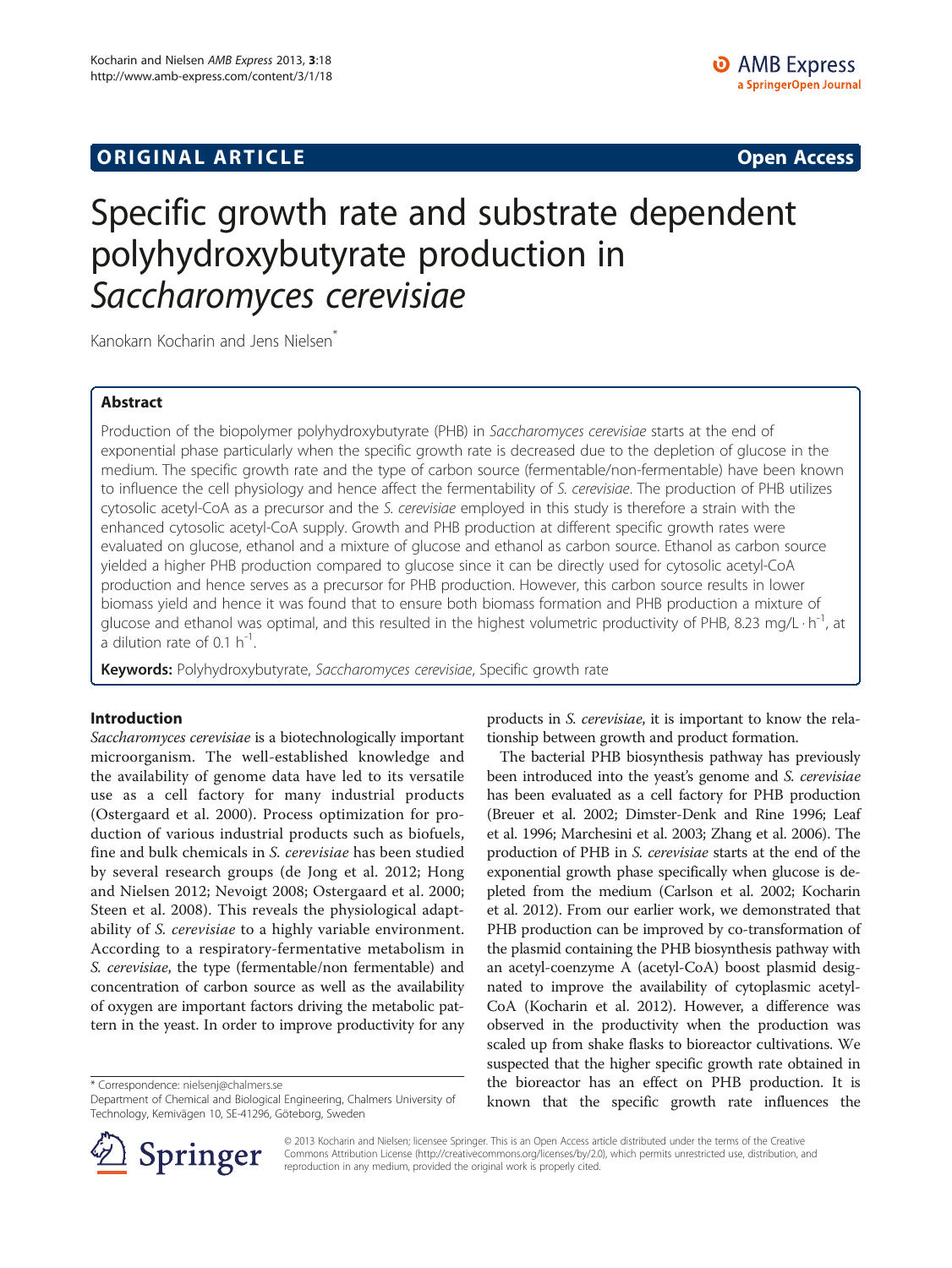**ORIGINAL ARTICLE** **Open Access**

# Specific growth rate and substrate dependent polyhydroxybutyrate production in *Saccharomyces cerevisiae*

Kanokarn Kocharin and Jens Nielsen*

## Abstract

Production of the biopolymer polyhydroxybutyrate (PHB) in *Saccharomyces cerevisiae* starts at the end of exponential phase particularly when the specific growth rate is decreased due to the depletion of glucose in the medium. The specific growth rate and the type of carbon source (fermentable/non-fermentable) have been known to influence the cell physiology and hence affect the fermentability of *S. cerevisiae*. The production of PHB utilizes cytosolic acetyl-CoA as a precursor and the *S. cerevisiae* employed in this study is therefore a strain with the enhanced cytosolic acetyl-CoA supply. Growth and PHB production at different specific growth rates were evaluated on glucose, ethanol and a mixture of glucose and ethanol as carbon source. Ethanol as carbon source yielded a higher PHB production compared to glucose since it can be directly used for cytosolic acetyl-CoA production and hence serves as a precursor for PHB production. However, this carbon source results in lower biomass yield and hence it was found that to ensure both biomass formation and PHB production a mixture of glucose and ethanol was optimal, and this resulted in the highest volumetric productivity of PHB, 8.23 mg/L · $h^{-1}$, at a dilution rate of 0.1 $h^{-1}$.

**Keywords:** Polyhydroxybutyrate, *Saccharomyces cerevisiae*, Specific growth rate

## Introduction

*Saccharomyces cerevisiae* is a biotechnologically important microorganism. The well-established knowledge and the availability of genome data have led to its versatile use as a cell factory for many industrial products (Ostergaard et al. 2000). Process optimization for production of various industrial products such as biofuels, fine and bulk chemicals in *S. cerevisiae* has been studied by several research groups (de Jong et al. 2012; Hong and Nielsen 2012; Nevoigt 2008; Ostergaard et al. 2000; Steen et al. 2008). This reveals the physiological adaptability of *S. cerevisiae* to a highly variable environment. According to a respiratory-fermentative metabolism in *S. cerevisiae*, the type (fermentable/non fermentable) and concentration of carbon source as well as the availability of oxygen are important factors driving the metabolic pattern in the yeast. In order to improve productivity for any products in *S. cerevisiae*, it is important to know the relationship between growth and product formation.

The bacterial PHB biosynthesis pathway has previously been introduced into the yeast's genome and *S. cerevisiae* has been evaluated as a cell factory for PHB production (Breuer et al. 2002; Dimster-Denk and Rine 1996; Leaf et al. 1996; Marchesini et al. 2003; Zhang et al. 2006). The production of PHB in *S. cerevisiae* starts at the end of the exponential growth phase specifically when glucose is depleted from the medium (Carlson et al. 2002; Kocharin et al. 2012). From our earlier work, we demonstrated that PHB production can be improved by co-transformation of the plasmid containing the PHB biosynthesis pathway with an acetyl-coenzyme A (acetyl-CoA) boost plasmid designated to improve the availability of cytoplasmic acetyl-CoA (Kocharin et al. 2012). However, a difference was observed in the productivity when the production was scaled up from shake flasks to bioreactor cultivations. We suspected that the higher specific growth rate obtained in the bioreactor has an effect on PHB production. It is known that the specific growth rate influences the

\* Correspondence: nielsenj@chalmers.se
Department of Chemical and Biological Engineering, Chalmers University of Technology, Kemivägen 10, SE-41296, Göteborg, Sweden

© 2013 Kocharin and Nielsen; licensee Springer. This is an Open Access article distributed under the terms of the Creative Commons Attribution License (http://creativecommons.org/licenses/by/2.0), which permits unrestricted use, distribution, and reproduction in any medium, provided the original work is properly cited.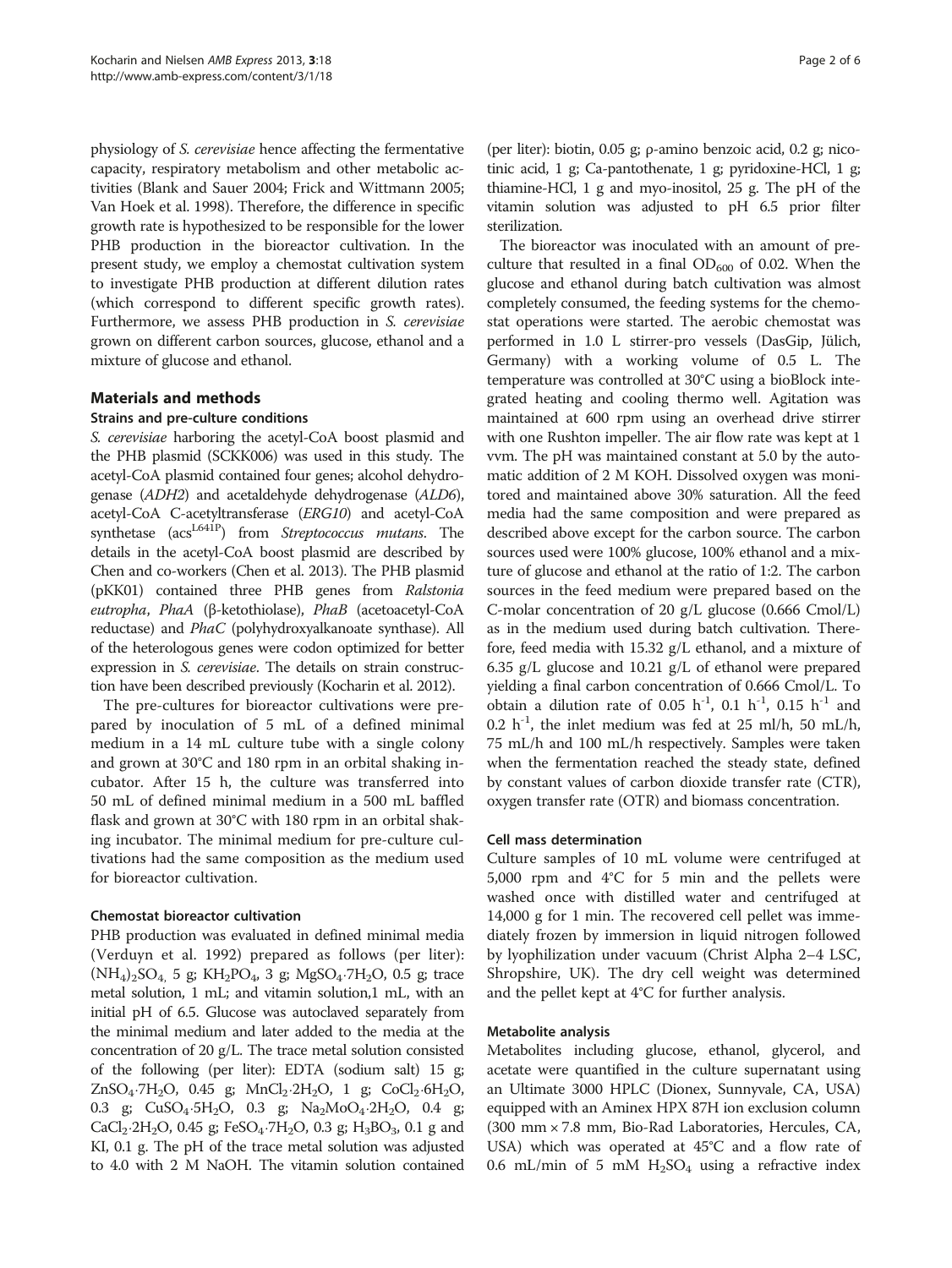physiology of *S. cerevisiae* hence affecting the fermentative capacity, respiratory metabolism and other metabolic activities (Blank and Sauer 2004; Frick and Wittmann 2005; Van Hoek et al. 1998). Therefore, the difference in specific growth rate is hypothesized to be responsible for the lower PHB production in the bioreactor cultivation. In the present study, we employ a chemostat cultivation system to investigate PHB production at different dilution rates (which correspond to different specific growth rates). Furthermore, we assess PHB production in *S. cerevisiae* grown on different carbon sources, glucose, ethanol and a mixture of glucose and ethanol.

## Materials and methods

### Strains and pre-culture conditions

*S. cerevisiae* harboring the acetyl-CoA boost plasmid and the PHB plasmid (SCKK006) was used in this study. The acetyl-CoA plasmid contained four genes; alcohol dehydrogenase (*ADH2*) and acetaldehyde dehydrogenase (*ALD6*), acetyl-CoA C-acetyltransferase (*ERG10*) and acetyl-CoA synthetase ($acs^{L641P}$) from *Streptococcus mutans*. The details in the acetyl-CoA boost plasmid are described by Chen and co-workers (Chen et al. 2013). The PHB plasmid (pKK01) contained three PHB genes from *Ralstonia eutropha*, *PhaA* (β-ketothiolase), *PhaB* (acetoacetyl-CoA reductase) and *PhaC* (polyhydroxyalkanoate synthase). All of the heterologous genes were codon optimized for better expression in *S. cerevisiae*. The details on strain construction have been described previously (Kocharin et al. 2012).

The pre-cultures for bioreactor cultivations were prepared by inoculation of 5 mL of a defined minimal medium in a 14 mL culture tube with a single colony and grown at 30°C and 180 rpm in an orbital shaking incubator. After 15 h, the culture was transferred into 50 mL of defined minimal medium in a 500 mL baffled flask and grown at 30°C with 180 rpm in an orbital shaking incubator. The minimal medium for pre-culture cultivations had the same composition as the medium used for bioreactor cultivation.

### Chemostat bioreactor cultivation

PHB production was evaluated in defined minimal media (Verduyn et al. 1992) prepared as follows (per liter): $(NH_4)_2SO_4$, 5 g; $KH_2PO_4$, 3 g; $MgSO_4{\cdot}7H_2O$, 0.5 g; trace metal solution, 1 mL; and vitamin solution,1 mL, with an initial pH of 6.5. Glucose was autoclaved separately from the minimal medium and later added to the media at the concentration of 20 g/L. The trace metal solution consisted of the following (per liter): EDTA (sodium salt) 15 g; $ZnSO_4{\cdot}7H_2O$, 0.45 g; $MnCl_2{\cdot}2H_2O$, 1 g; $CoCl_2{\cdot}6H_2O$, 0.3 g; $CuSO_4{\cdot}5H_2O$, 0.3 g; $Na_2MoO_4{\cdot}2H_2O$, 0.4 g; $CaCl_2{\cdot}2H_2O$, 0.45 g; $FeSO_4{\cdot}7H_2O$, 0.3 g; $H_3BO_3$, 0.1 g and KI, 0.1 g. The pH of the trace metal solution was adjusted to 4.0 with 2 M NaOH. The vitamin solution contained (per liter): biotin, 0.05 g; ρ-amino benzoic acid, 0.2 g; nicotinic acid, 1 g; Ca-pantothenate, 1 g; pyridoxine-HCl, 1 g; thiamine-HCl, 1 g and myo-inositol, 25 g. The pH of the vitamin solution was adjusted to pH 6.5 prior filter sterilization.

The bioreactor was inoculated with an amount of pre-culture that resulted in a final $OD_{600}$ of 0.02. When the glucose and ethanol during batch cultivation was almost completely consumed, the feeding systems for the chemostat operations were started. The aerobic chemostat was performed in 1.0 L stirrer-pro vessels (DasGip, Jülich, Germany) with a working volume of 0.5 L. The temperature was controlled at 30°C using a bioBlock integrated heating and cooling thermo well. Agitation was maintained at 600 rpm using an overhead drive stirrer with one Rushton impeller. The air flow rate was kept at 1 vvm. The pH was maintained constant at 5.0 by the automatic addition of 2 M KOH. Dissolved oxygen was monitored and maintained above 30% saturation. All the feed media had the same composition and were prepared as described above except for the carbon source. The carbon sources used were 100% glucose, 100% ethanol and a mixture of glucose and ethanol at the ratio of 1:2. The carbon sources in the feed medium were prepared based on the C-molar concentration of 20 g/L glucose (0.666 Cmol/L) as in the medium used during batch cultivation. Therefore, feed media with 15.32 g/L ethanol, and a mixture of 6.35 g/L glucose and 10.21 g/L of ethanol were prepared yielding a final carbon concentration of 0.666 Cmol/L. To obtain a dilution rate of 0.05 $h^{-1}$, 0.1 $h^{-1}$, 0.15 $h^{-1}$ and 0.2 $h^{-1}$, the inlet medium was fed at 25 ml/h, 50 mL/h, 75 mL/h and 100 mL/h respectively. Samples were taken when the fermentation reached the steady state, defined by constant values of carbon dioxide transfer rate (CTR), oxygen transfer rate (OTR) and biomass concentration.

### Cell mass determination

Culture samples of 10 mL volume were centrifuged at 5,000 rpm and 4°C for 5 min and the pellets were washed once with distilled water and centrifuged at 14,000 g for 1 min. The recovered cell pellet was immediately frozen by immersion in liquid nitrogen followed by lyophilization under vacuum (Christ Alpha 2–4 LSC, Shropshire, UK). The dry cell weight was determined and the pellet kept at 4°C for further analysis.

### Metabolite analysis

Metabolites including glucose, ethanol, glycerol, and acetate were quantified in the culture supernatant using an Ultimate 3000 HPLC (Dionex, Sunnyvale, CA, USA) equipped with an Aminex HPX 87H ion exclusion column (300 mm × 7.8 mm, Bio-Rad Laboratories, Hercules, CA, USA) which was operated at 45°C and a flow rate of 0.6 mL/min of 5 mM $H_2SO_4$ using a refractive index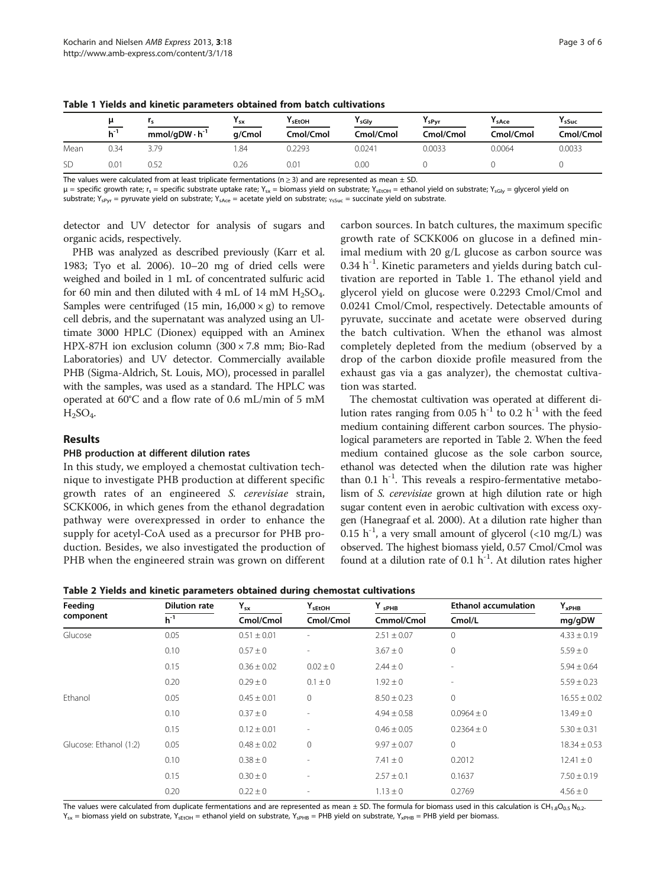**Table 1 Yields and kinetic parameters obtained from batch cultivations**

| | μ | $r_s$ | $Y_{sx}$ | $Y_{sEtOH}$ | $Y_{sGly}$ | $Y_{sPyr}$ | $Y_{sAce}$ | $Y_{sSuc}$ |
|---|---|---|---|---|---|---|---|---|
| | $h^{-1}$ | $mmol/gDW \cdot h^{-1}$ | g/Cmol | Cmol/Cmol | Cmol/Cmol | Cmol/Cmol | Cmol/Cmol | Cmol/Cmol |
| Mean | 0.34 | 3.79 | 1.84 | 0.2293 | 0.0241 | 0.0033 | 0.0064 | 0.0033 |
| SD | 0.01 | 0.52 | 0.26 | 0.01 | 0.00 | 0 | 0 | 0 |

The values were calculated from at least triplicate fermentations ($n \geq 3$) and are represented as mean ± SD.
μ = specific growth rate; $r_s$ = specific substrate uptake rate; $Y_{sx}$ = biomass yield on substrate; $Y_{sEtOH}$ = ethanol yield on substrate; $Y_{sGly}$ = glycerol yield on substrate; $Y_{sPyr}$ = pyruvate yield on substrate; $Y_{sAce}$ = acetate yield on substrate; $Y_{sSuc}$ = succinate yield on substrate.

detector and UV detector for analysis of sugars and organic acids, respectively.

PHB was analyzed as described previously (Karr et al. 1983; Tyo et al. 2006). 10–20 mg of dried cells were weighed and boiled in 1 mL of concentrated sulfuric acid for 60 min and then diluted with 4 mL of 14 mM $H_2SO_4$. Samples were centrifuged (15 min, 16,000 × g) to remove cell debris, and the supernatant was analyzed using an Ultimate 3000 HPLC (Dionex) equipped with an Aminex HPX-87H ion exclusion column (300 × 7.8 mm; Bio-Rad Laboratories) and UV detector. Commercially available PHB (Sigma-Aldrich, St. Louis, MO), processed in parallel with the samples, was used as a standard. The HPLC was operated at 60°C and a flow rate of 0.6 mL/min of 5 mM $H_2SO_4$.

## Results

### PHB production at different dilution rates

In this study, we employed a chemostat cultivation technique to investigate PHB production at different specific growth rates of an engineered *S. cerevisiae* strain, SCKK006, in which genes from the ethanol degradation pathway were overexpressed in order to enhance the supply for acetyl-CoA used as a precursor for PHB production. Besides, we also investigated the production of PHB when the engineered strain was grown on different carbon sources. In batch cultures, the maximum specific growth rate of SCKK006 on glucose in a defined minimal medium with 20 g/L glucose as carbon source was 0.34 $h^{-1}$. Kinetic parameters and yields during batch cultivation are reported in Table 1. The ethanol yield and glycerol yield on glucose were 0.2293 Cmol/Cmol and 0.0241 Cmol/Cmol, respectively. Detectable amounts of pyruvate, succinate and acetate were observed during the batch cultivation. When the ethanol was almost completely depleted from the medium (observed by a drop of the carbon dioxide profile measured from the exhaust gas via a gas analyzer), the chemostat cultivation was started.

The chemostat cultivation was operated at different dilution rates ranging from 0.05 $h^{-1}$ to 0.2 $h^{-1}$ with the feed medium containing different carbon sources. The physiological parameters are reported in Table 2. When the feed medium contained glucose as the sole carbon source, ethanol was detected when the dilution rate was higher than 0.1 $h^{-1}$. This reveals a respiro-fermentative metabolism of *S. cerevisiae* grown at high dilution rate or high sugar content even in aerobic cultivation with excess oxygen (Hanegraaf et al. 2000). At a dilution rate higher than 0.15 $h^{-1}$, a very small amount of glycerol (<10 mg/L) was observed. The highest biomass yield, 0.57 Cmol/Cmol was found at a dilution rate of 0.1 $h^{-1}$. At dilution rates higher

**Table 2 Yields and kinetic parameters obtained during chemostat cultivations**

| Feeding component | Dilution rate | $Y_{sx}$ | $Y_{sEtOH}$ | $Y_{sPHB}$ | Ethanol accumulation | $Y_{xPHB}$ |
|---|---|---|---|---|---|---|
| | $h^{-1}$ | Cmol/Cmol | Cmol/Cmol | Cmmol/Cmol | Cmol/L | mg/gDW |
| Glucose | 0.05 | 0.51 ± 0.01 | - | 2.51 ± 0.07 | 0 | 4.33 ± 0.19 |
| | 0.10 | 0.57 ± 0 | - | 3.67 ± 0 | 0 | 5.59 ± 0 |
| | 0.15 | 0.36 ± 0.02 | 0.02 ± 0 | 2.44 ± 0 | - | 5.94 ± 0.64 |
| | 0.20 | 0.29 ± 0 | 0.1 ± 0 | 1.92 ± 0 | - | 5.59 ± 0.23 |
| Ethanol | 0.05 | 0.45 ± 0.01 | 0 | 8.50 ± 0.23 | 0 | 16.55 ± 0.02 |
| | 0.10 | 0.37 ± 0 | - | 4.94 ± 0.58 | 0.0964 ± 0 | 13.49 ± 0 |
| | 0.15 | 0.12 ± 0.01 | - | 0.46 ± 0.05 | 0.2364 ± 0 | 5.30 ± 0.31 |
| Glucose: Ethanol (1:2) | 0.05 | 0.48 ± 0.02 | 0 | 9.97 ± 0.07 | 0 | 18.34 ± 0.53 |
| | 0.10 | 0.38 ± 0 | - | 7.41 ± 0 | 0.2012 | 12.41 ± 0 |
| | 0.15 | 0.30 ± 0 | - | 2.57 ± 0.1 | 0.1637 | 7.50 ± 0.19 |
| | 0.20 | 0.22 ± 0 | - | 1.13 ± 0 | 0.2769 | 4.56 ± 0 |

The values were calculated from duplicate fermentations and are represented as mean ± SD. The formula for biomass used in this calculation is $CH_{1.8}O_{0.5}N_{0.2}$.
$Y_{sx}$ = biomass yield on substrate, $Y_{sEtOH}$ = ethanol yield on substrate, $Y_{sPHB}$ = PHB yield on substrate, $Y_{xPHB}$ = PHB yield per biomass.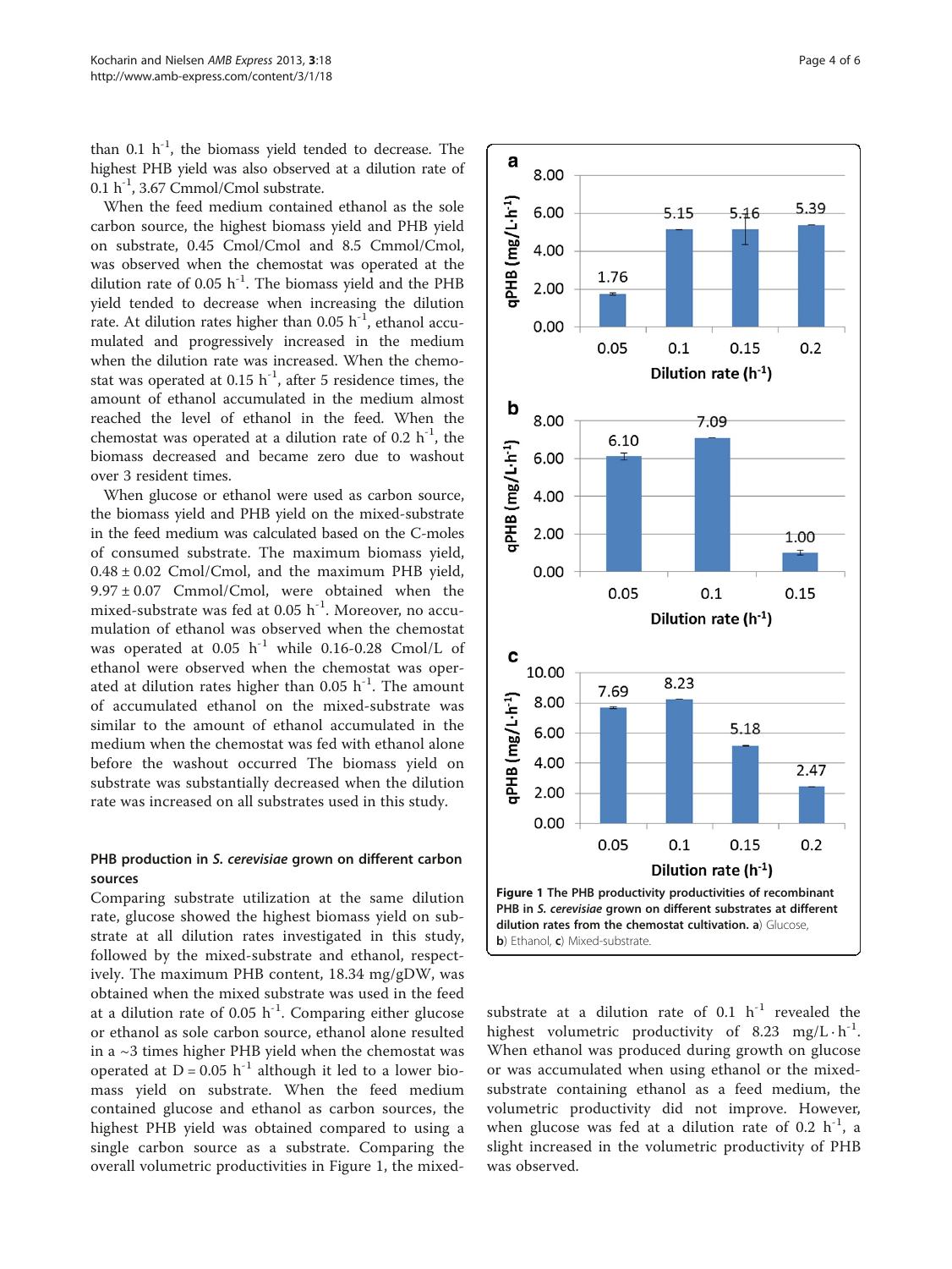than 0.1 $h^{-1}$, the biomass yield tended to decrease. The highest PHB yield was also observed at a dilution rate of 0.1 $h^{-1}$, 3.67 Cmmol/Cmol substrate.

When the feed medium contained ethanol as the sole carbon source, the highest biomass yield and PHB yield on substrate, 0.45 Cmol/Cmol and 8.5 Cmmol/Cmol, was observed when the chemostat was operated at the dilution rate of 0.05 $h^{-1}$. The biomass yield and the PHB yield tended to decrease when increasing the dilution rate. At dilution rates higher than 0.05 $h^{-1}$, ethanol accumulated and progressively increased in the medium when the dilution rate was increased. When the chemostat was operated at 0.15 $h^{-1}$, after 5 residence times, the amount of ethanol accumulated in the medium almost reached the level of ethanol in the feed. When the chemostat was operated at a dilution rate of 0.2 $h^{-1}$, the biomass decreased and became zero due to washout over 3 resident times.

When glucose or ethanol were used as carbon source, the biomass yield and PHB yield on the mixed-substrate in the feed medium was calculated based on the C-moles of consumed substrate. The maximum biomass yield, 0.48 ± 0.02 Cmol/Cmol, and the maximum PHB yield, 9.97 ± 0.07 Cmmol/Cmol, were obtained when the mixed-substrate was fed at 0.05 $h^{-1}$. Moreover, no accumulation of ethanol was observed when the chemostat was operated at 0.05 $h^{-1}$ while 0.16-0.28 Cmol/L of ethanol were observed when the chemostat was operated at dilution rates higher than 0.05 $h^{-1}$. The amount of accumulated ethanol on the mixed-substrate was similar to the amount of ethanol accumulated in the medium when the chemostat was fed with ethanol alone before the washout occurred The biomass yield on substrate was substantially decreased when the dilution rate was increased on all substrates used in this study.

## PHB production in *S. cerevisiae* grown on different carbon sources

Comparing substrate utilization at the same dilution rate, glucose showed the highest biomass yield on substrate at all dilution rates investigated in this study, followed by the mixed-substrate and ethanol, respectively. The maximum PHB content, 18.34 mg/gDW, was obtained when the mixed substrate was used in the feed at a dilution rate of 0.05 $h^{-1}$. Comparing either glucose or ethanol as sole carbon source, ethanol alone resulted in a ~3 times higher PHB yield when the chemostat was operated at D = 0.05 $h^{-1}$ although it led to a lower biomass yield on substrate. When the feed medium contained glucose and ethanol as carbon sources, the highest PHB yield was obtained compared to using a single carbon source as a substrate. Comparing the overall volumetric productivities in Figure 1, the mixed-substrate at a dilution rate of 0.1 $h^{-1}$ revealed the highest volumetric productivity of 8.23 $mg/L \cdot h^{-1}$. When ethanol was produced during growth on glucose or was accumulated when using ethanol or the mixed-substrate containing ethanol as a feed medium, the volumetric productivity did not improve. However, when glucose was fed at a dilution rate of 0.2 $h^{-1}$, a slight increased in the volumetric productivity of PHB was observed.

**Figure 1 The PHB productivity productivities of recombinant PHB in *S. cerevisiae* grown on different substrates at different dilution rates from the chemostat cultivation. a)** Glucose, **b)** Ethanol, **c)** Mixed-substrate.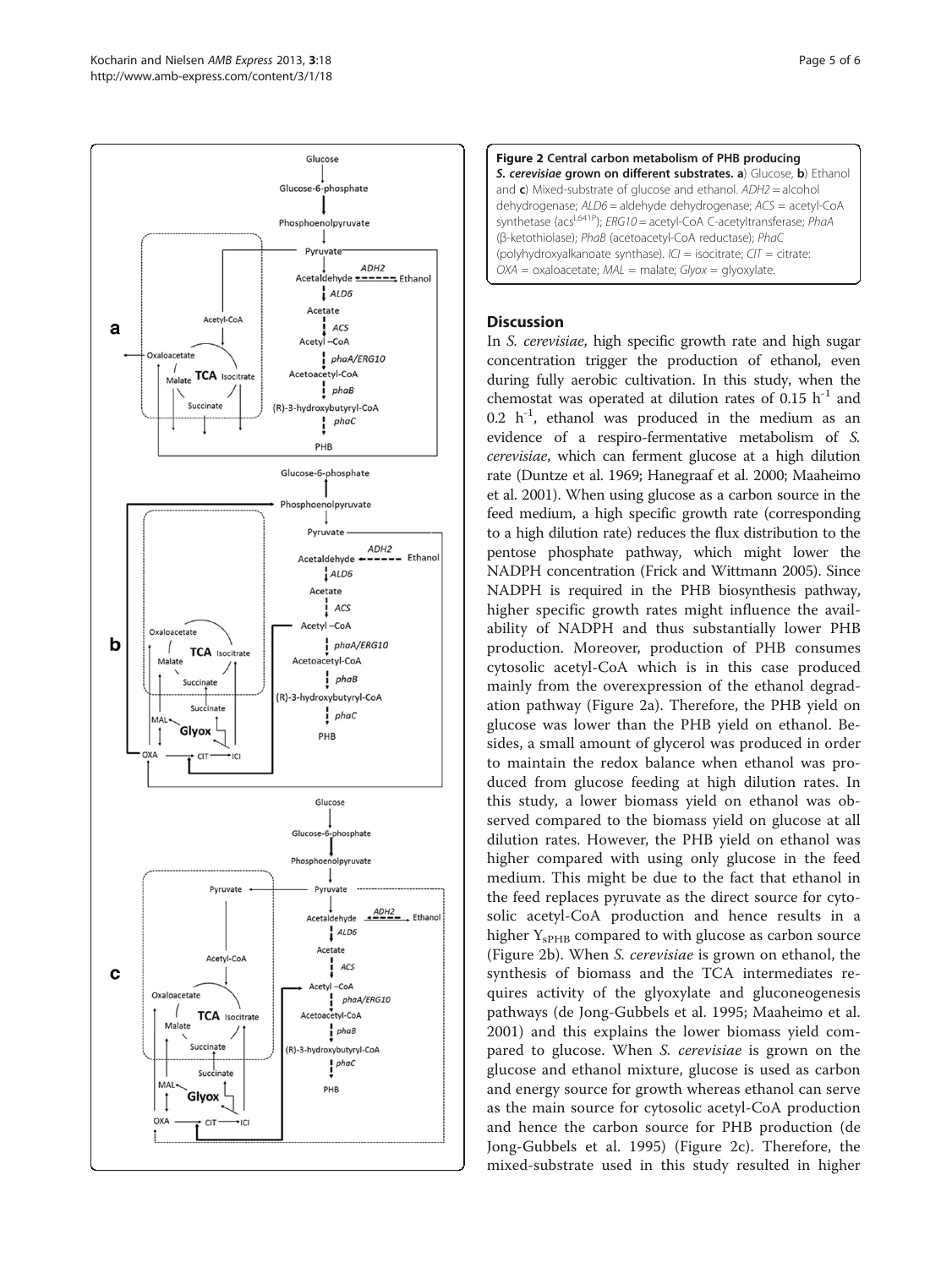**Figure 2 Central carbon metabolism of PHB producing *S. cerevisiae* grown on different substrates. a**) Glucose, **b**) Ethanol and **c**) Mixed-substrate of glucose and ethanol. *ADH2* = alcohol dehydrogenase; *ALD6* = aldehyde dehydrogenase; *ACS* = acetyl-CoA synthetase (acs$^{L641P}$); *ERG10* = acetyl-CoA C-acetyltransferase; *PhaA* (β-ketothiolase); *PhaB* (acetoacetyl-CoA reductase); *PhaC* (polyhydroxyalkanoate synthase). *ICI* = isocitrate; *CIT* = citrate: *OXA* = oxaloacetate; *MAL* = malate; *Glyox* = glyoxylate.

## Discussion

In *S. cerevisiae*, high specific growth rate and high sugar concentration trigger the production of ethanol, even during fully aerobic cultivation. In this study, when the chemostat was operated at dilution rates of 0.15 $h^{-1}$ and 0.2 $h^{-1}$, ethanol was produced in the medium as an evidence of a respiro-fermentative metabolism of *S. cerevisiae*, which can ferment glucose at a high dilution rate (Duntze et al. 1969; Hanegraaf et al. 2000; Maaheimo et al. 2001). When using glucose as a carbon source in the feed medium, a high specific growth rate (corresponding to a high dilution rate) reduces the flux distribution to the pentose phosphate pathway, which might lower the NADPH concentration (Frick and Wittmann 2005). Since NADPH is required in the PHB biosynthesis pathway, higher specific growth rates might influence the availability of NADPH and thus substantially lower PHB production. Moreover, production of PHB consumes cytosolic acetyl-CoA which is in this case produced mainly from the overexpression of the ethanol degradation pathway (Figure 2a). Therefore, the PHB yield on glucose was lower than the PHB yield on ethanol. Besides, a small amount of glycerol was produced in order to maintain the redox balance when ethanol was produced from glucose feeding at high dilution rates. In this study, a lower biomass yield on ethanol was observed compared to the biomass yield on glucose at all dilution rates. However, the PHB yield on ethanol was higher compared with using only glucose in the feed medium. This might be due to the fact that ethanol in the feed replaces pyruvate as the direct source for cytosolic acetyl-CoA production and hence results in a higher $Y_{sPHB}$ compared to with glucose as carbon source (Figure 2b). When *S. cerevisiae* is grown on ethanol, the synthesis of biomass and the TCA intermediates requires activity of the glyoxylate and gluconeogenesis pathways (de Jong-Gubbels et al. 1995; Maaheimo et al. 2001) and this explains the lower biomass yield compared to glucose. When *S. cerevisiae* is grown on the glucose and ethanol mixture, glucose is used as carbon and energy source for growth whereas ethanol can serve as the main source for cytosolic acetyl-CoA production and hence the carbon source for PHB production (de Jong-Gubbels et al. 1995) (Figure 2c). Therefore, the mixed-substrate used in this study resulted in higher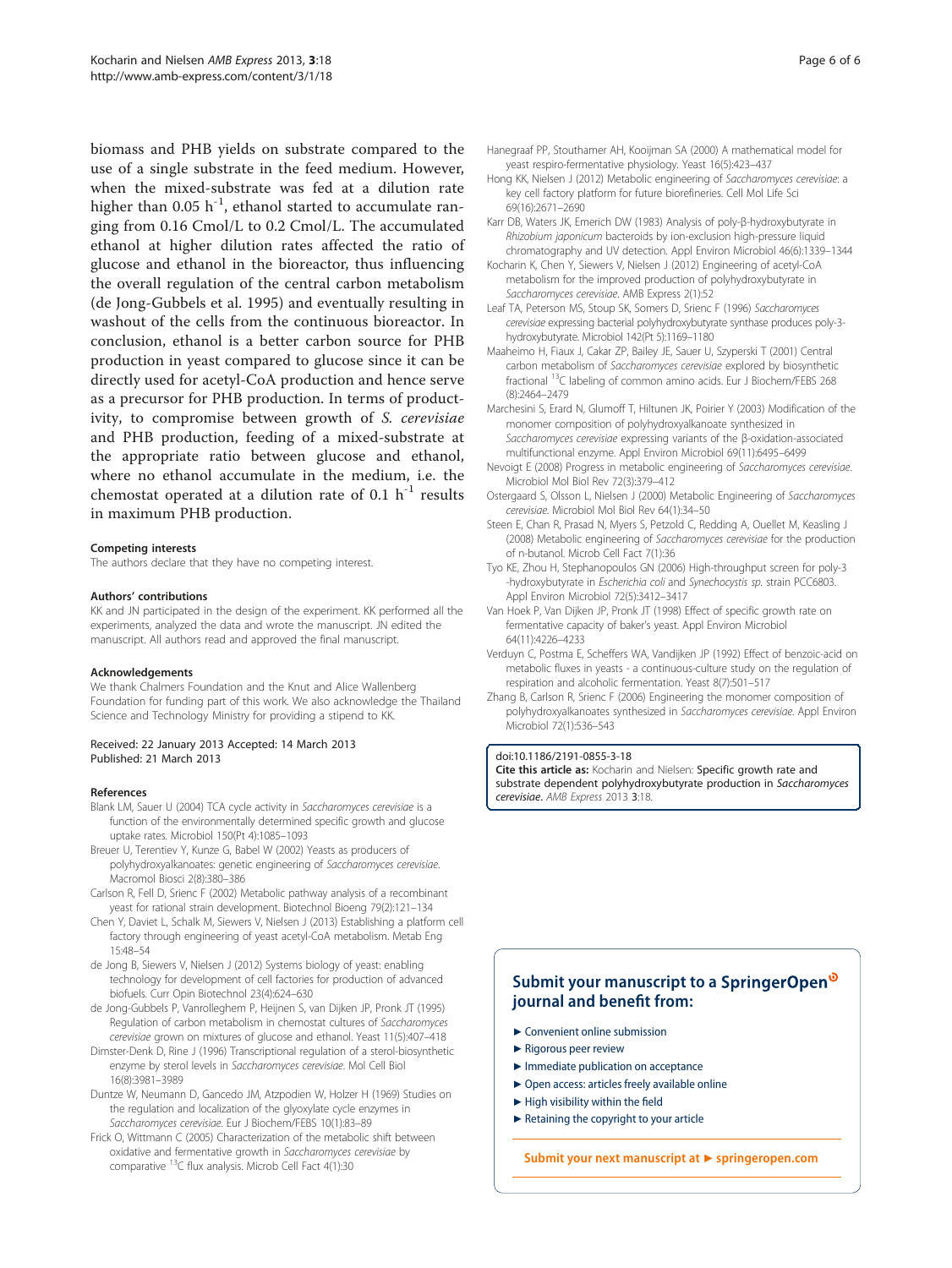biomass and PHB yields on substrate compared to the use of a single substrate in the feed medium. However, when the mixed-substrate was fed at a dilution rate higher than 0.05 $h^{-1}$, ethanol started to accumulate ranging from 0.16 Cmol/L to 0.2 Cmol/L. The accumulated ethanol at higher dilution rates affected the ratio of glucose and ethanol in the bioreactor, thus influencing the overall regulation of the central carbon metabolism (de Jong-Gubbels et al. 1995) and eventually resulting in washout of the cells from the continuous bioreactor. In conclusion, ethanol is a better carbon source for PHB production in yeast compared to glucose since it can be directly used for acetyl-CoA production and hence serve as a precursor for PHB production. In terms of productivity, to compromise between growth of *S. cerevisiae* and PHB production, feeding of a mixed-substrate at the appropriate ratio between glucose and ethanol, where no ethanol accumulate in the medium, i.e. the chemostat operated at a dilution rate of 0.1 $h^{-1}$ results in maximum PHB production.

#### Competing interests

The authors declare that they have no competing interest.

#### Authors' contributions

KK and JN participated in the design of the experiment. KK performed all the experiments, analyzed the data and wrote the manuscript. JN edited the manuscript. All authors read and approved the final manuscript.

#### Acknowledgements

We thank Chalmers Foundation and the Knut and Alice Wallenberg Foundation for funding part of this work. We also acknowledge the Thailand Science and Technology Ministry for providing a stipend to KK.

Received: 22 January 2013 Accepted: 14 March 2013
Published: 21 March 2013

#### References

- Blank LM, Sauer U (2004) TCA cycle activity in *Saccharomyces cerevisiae* is a function of the environmentally determined specific growth and glucose uptake rates. Microbiol 150(Pt 4):1085–1093
- Breuer U, Terentiev Y, Kunze G, Babel W (2002) Yeasts as producers of polyhydroxyalkanoates: genetic engineering of *Saccharomyces cerevisiae*. Macromol Biosci 2(8):380–386
- Carlson R, Fell D, Srienc F (2002) Metabolic pathway analysis of a recombinant yeast for rational strain development. Biotechnol Bioeng 79(2):121–134
- Chen Y, Daviet L, Schalk M, Siewers V, Nielsen J (2013) Establishing a platform cell factory through engineering of yeast acetyl-CoA metabolism. Metab Eng 15:48–54
- de Jong B, Siewers V, Nielsen J (2012) Systems biology of yeast: enabling technology for development of cell factories for production of advanced biofuels. Curr Opin Biotechnol 23(4):624–630
- de Jong-Gubbels P, Vanrolleghem P, Heijnen S, van Dijken JP, Pronk JT (1995) Regulation of carbon metabolism in chemostat cultures of *Saccharomyces cerevisiae* grown on mixtures of glucose and ethanol. Yeast 11(5):407–418
- Dimster-Denk D, Rine J (1996) Transcriptional regulation of a sterol-biosynthetic enzyme by sterol levels in *Saccharomyces cerevisiae*. Mol Cell Biol 16(8):3981–3989
- Duntze W, Neumann D, Gancedo JM, Atzpodien W, Holzer H (1969) Studies on the regulation and localization of the glyoxylate cycle enzymes in *Saccharomyces cerevisiae*. Eur J Biochem/FEBS 10(1):83–89
- Frick O, Wittmann C (2005) Characterization of the metabolic shift between oxidative and fermentative growth in *Saccharomyces cerevisiae* by comparative $^{13}$C flux analysis. Microb Cell Fact 4(1):30
- Hanegraaf PP, Stouthamer AH, Kooijman SA (2000) A mathematical model for yeast respiro-fermentative physiology. Yeast 16(5):423–437
- Hong KK, Nielsen J (2012) Metabolic engineering of *Saccharomyces cerevisiae*: a key cell factory platform for future biorefineries. Cell Mol Life Sci 69(16):2671–2690
- Karr DB, Waters JK, Emerich DW (1983) Analysis of poly-β-hydroxybutyrate in *Rhizobium japonicum* bacteroids by ion-exclusion high-pressure liquid chromatography and UV detection. Appl Environ Microbiol 46(6):1339–1344
- Kocharin K, Chen Y, Siewers V, Nielsen J (2012) Engineering of acetyl-CoA metabolism for the improved production of polyhydroxybutyrate in *Saccharomyces cerevisiae*. AMB Express 2(1):52
- Leaf TA, Peterson MS, Stoup SK, Somers D, Srienc F (1996) *Saccharomyces cerevisiae* expressing bacterial polyhydroxybutyrate synthase produces poly-3-hydroxybutyrate. Microbiol 142(Pt 5):1169–1180
- Maaheimo H, Fiaux J, Cakar ZP, Bailey JE, Sauer U, Szyperski T (2001) Central carbon metabolism of *Saccharomyces cerevisiae* explored by biosynthetic fractional $^{13}$C labeling of common amino acids. Eur J Biochem/FEBS 268 (8):2464–2479
- Marchesini S, Erard N, Glumoff T, Hiltunen JK, Poirier Y (2003) Modification of the monomer composition of polyhydroxyalkanoate synthesized in *Saccharomyces cerevisiae* expressing variants of the β-oxidation-associated multifunctional enzyme. Appl Environ Microbiol 69(11):6495–6499
- Nevoigt E (2008) Progress in metabolic engineering of *Saccharomyces cerevisiae*. Microbiol Mol Biol Rev 72(3):379–412
- Ostergaard S, Olsson L, Nielsen J (2000) Metabolic Engineering of *Saccharomyces cerevisiae*. Microbiol Mol Biol Rev 64(1):34–50
- Steen E, Chan R, Prasad N, Myers S, Petzold C, Redding A, Ouellet M, Keasling J (2008) Metabolic engineering of *Saccharomyces cerevisiae* for the production of n-butanol. Microb Cell Fact 7(1):36
- Tyo KE, Zhou H, Stephanopoulos GN (2006) High-throughput screen for poly-3 -hydroxybutyrate in *Escherichia coli* and *Synechocystis sp.* strain PCC6803. Appl Environ Microbiol 72(5):3412–3417
- Van Hoek P, Van Dijken JP, Pronk JT (1998) Effect of specific growth rate on fermentative capacity of baker's yeast. Appl Environ Microbiol 64(11):4226–4233
- Verduyn C, Postma E, Scheffers WA, Vandijken JP (1992) Effect of benzoic-acid on metabolic fluxes in yeasts - a continuous-culture study on the regulation of respiration and alcoholic fermentation. Yeast 8(7):501–517
- Zhang B, Carlson R, Srienc F (2006) Engineering the monomer composition of polyhydroxyalkanoates synthesized in *Saccharomyces cerevisiae*. Appl Environ Microbiol 72(1):536–543

doi:10.1186/2191-0855-3-18

**Cite this article as:** Kocharin and Nielsen: Specific growth rate and substrate dependent polyhydroxybutyrate production in *Saccharomyces cerevisiae*. *AMB Express* 2013 **3**:18.